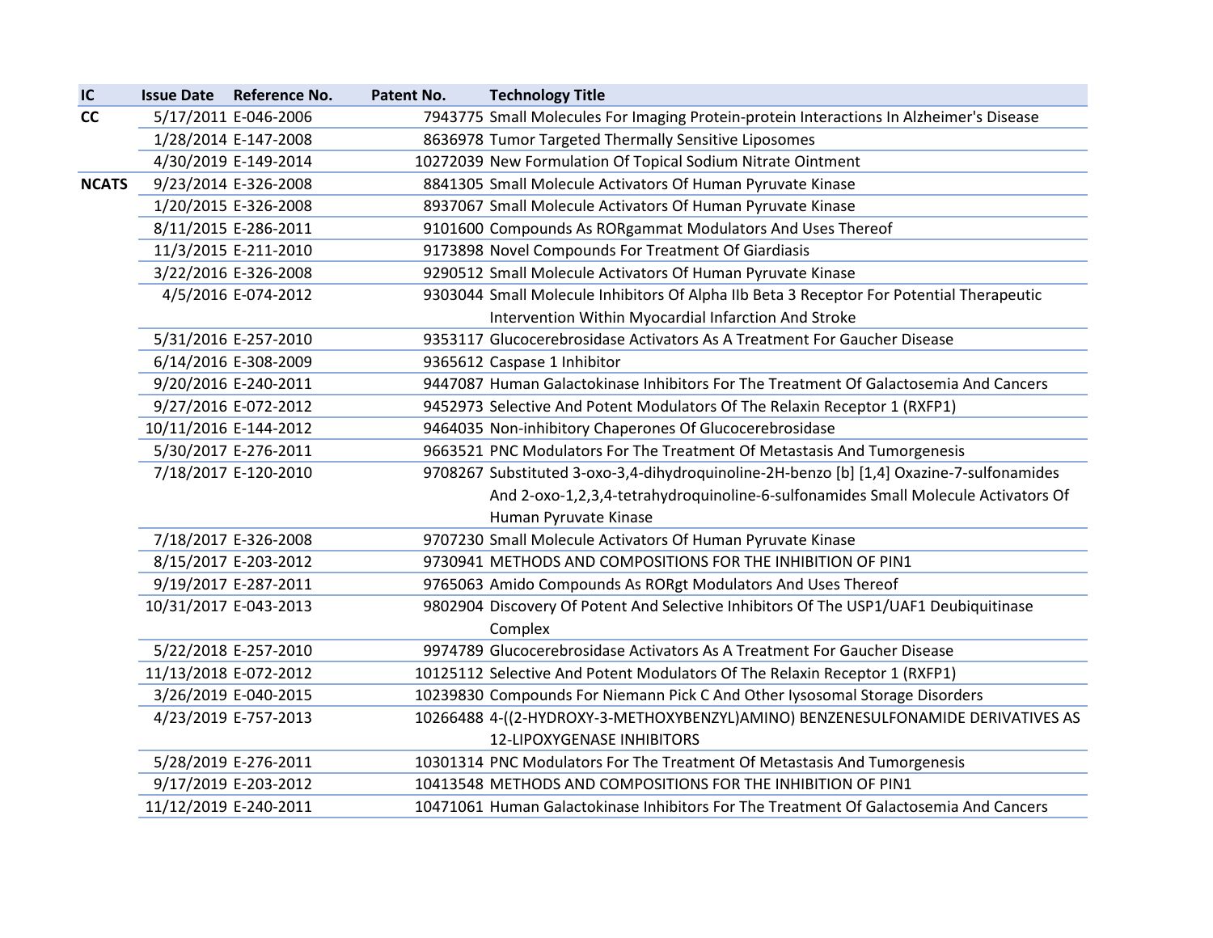| IC | Issue Date | Reference No. | Patent No. | Technology Title |
|---|---|---|---|---|
| CC | 5/17/2011 | E-046-2006 | 7943775 | Small Molecules For Imaging Protein-protein Interactions In Alzheimer's Disease |
| | 1/28/2014 | E-147-2008 | 8636978 | Tumor Targeted Thermally Sensitive Liposomes |
| | 4/30/2019 | E-149-2014 | 10272039 | New Formulation Of Topical Sodium Nitrate Ointment |
| NCATS | 9/23/2014 | E-326-2008 | 8841305 | Small Molecule Activators Of Human Pyruvate Kinase |
| | 1/20/2015 | E-326-2008 | 8937067 | Small Molecule Activators Of Human Pyruvate Kinase |
| | 8/11/2015 | E-286-2011 | 9101600 | Compounds As RORgammat Modulators And Uses Thereof |
| | 11/3/2015 | E-211-2010 | 9173898 | Novel Compounds For Treatment Of Giardiasis |
| | 3/22/2016 | E-326-2008 | 9290512 | Small Molecule Activators Of Human Pyruvate Kinase |
| | 4/5/2016 | E-074-2012 | 9303044 | Small Molecule Inhibitors Of Alpha IIb Beta 3 Receptor For Potential Therapeutic Intervention Within Myocardial Infarction And Stroke |
| | 5/31/2016 | E-257-2010 | 9353117 | Glucocerebrosidase Activators As A Treatment For Gaucher Disease |
| | 6/14/2016 | E-308-2009 | 9365612 | Caspase 1 Inhibitor |
| | 9/20/2016 | E-240-2011 | 9447087 | Human Galactokinase Inhibitors For The Treatment Of Galactosemia And Cancers |
| | 9/27/2016 | E-072-2012 | 9452973 | Selective And Potent Modulators Of The Relaxin Receptor 1 (RXFP1) |
| | 10/11/2016 | E-144-2012 | 9464035 | Non-inhibitory Chaperones Of Glucocerebrosidase |
| | 5/30/2017 | E-276-2011 | 9663521 | PNC Modulators For The Treatment Of Metastasis And Tumorgenesis |
| | 7/18/2017 | E-120-2010 | 9708267 | Substituted 3-oxo-3,4-dihydroquinoline-2H-benzo [b] [1,4] Oxazine-7-sulfonamides And 2-oxo-1,2,3,4-tetrahydroquinoline-6-sulfonamides Small Molecule Activators Of Human Pyruvate Kinase |
| | 7/18/2017 | E-326-2008 | 9707230 | Small Molecule Activators Of Human Pyruvate Kinase |
| | 8/15/2017 | E-203-2012 | 9730941 | METHODS AND COMPOSITIONS FOR THE INHIBITION OF PIN1 |
| | 9/19/2017 | E-287-2011 | 9765063 | Amido Compounds As RORgt Modulators And Uses Thereof |
| | 10/31/2017 | E-043-2013 | 9802904 | Discovery Of Potent And Selective Inhibitors Of The USP1/UAF1 Deubiquitinase Complex |
| | 5/22/2018 | E-257-2010 | 9974789 | Glucocerebrosidase Activators As A Treatment For Gaucher Disease |
| | 11/13/2018 | E-072-2012 | 10125112 | Selective And Potent Modulators Of The Relaxin Receptor 1 (RXFP1) |
| | 3/26/2019 | E-040-2015 | 10239830 | Compounds For Niemann Pick C And Other lysosomal Storage Disorders |
| | 4/23/2019 | E-757-2013 | 10266488 | 4-((2-HYDROXY-3-METHOXYBENZYL)AMINO) BENZENESULFONAMIDE DERIVATIVES AS 12-LIPOXYGENASE INHIBITORS |
| | 5/28/2019 | E-276-2011 | 10301314 | PNC Modulators For The Treatment Of Metastasis And Tumorgenesis |
| | 9/17/2019 | E-203-2012 | 10413548 | METHODS AND COMPOSITIONS FOR THE INHIBITION OF PIN1 |
| | 11/12/2019 | E-240-2011 | 10471061 | Human Galactokinase Inhibitors For The Treatment Of Galactosemia And Cancers |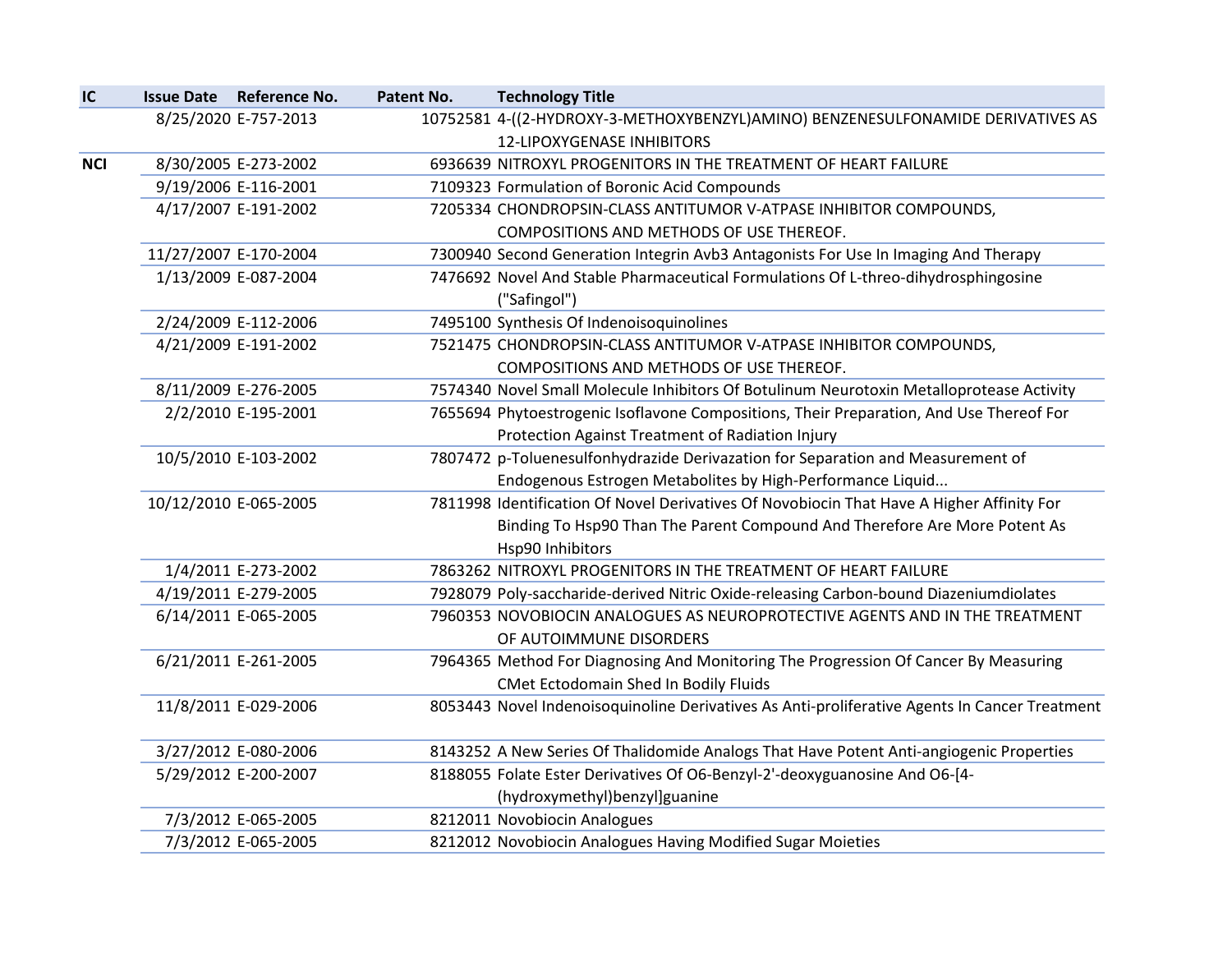| IC | Issue Date | Reference No. | Patent No. | Technology Title |
|---|---|---|---|---|
| | 8/25/2020 | E-757-2013 | 10752581 | 4-((2-HYDROXY-3-METHOXYBENZYL)AMINO) BENZENESULFONAMIDE DERIVATIVES AS 12-LIPOXYGENASE INHIBITORS |
| NCI | 8/30/2005 | E-273-2002 | 6936639 | NITROXYL PROGENITORS IN THE TREATMENT OF HEART FAILURE |
| | 9/19/2006 | E-116-2001 | 7109323 | Formulation of Boronic Acid Compounds |
| | 4/17/2007 | E-191-2002 | 7205334 | CHONDROPSIN-CLASS ANTITUMOR V-ATPASE INHIBITOR COMPOUNDS, COMPOSITIONS AND METHODS OF USE THEREOF. |
| | 11/27/2007 | E-170-2004 | 7300940 | Second Generation Integrin Avb3 Antagonists For Use In Imaging And Therapy |
| | 1/13/2009 | E-087-2004 | 7476692 | Novel And Stable Pharmaceutical Formulations Of L-threo-dihydrosphingosine ("Safingol") |
| | 2/24/2009 | E-112-2006 | 7495100 | Synthesis Of Indenoisoquinolines |
| | 4/21/2009 | E-191-2002 | 7521475 | CHONDROPSIN-CLASS ANTITUMOR V-ATPASE INHIBITOR COMPOUNDS, COMPOSITIONS AND METHODS OF USE THEREOF. |
| | 8/11/2009 | E-276-2005 | 7574340 | Novel Small Molecule Inhibitors Of Botulinum Neurotoxin Metalloprotease Activity |
| | 2/2/2010 | E-195-2001 | 7655694 | Phytoestrogenic Isoflavone Compositions, Their Preparation, And Use Thereof For Protection Against Treatment of Radiation Injury |
| | 10/5/2010 | E-103-2002 | 7807472 | p-Toluenesulfonhydrazide Derivazation for Separation and Measurement of Endogenous Estrogen Metabolites by High-Performance Liquid... |
| | 10/12/2010 | E-065-2005 | 7811998 | Identification Of Novel Derivatives Of Novobiocin That Have A Higher Affinity For Binding To Hsp90 Than The Parent Compound And Therefore Are More Potent As Hsp90 Inhibitors |
| | 1/4/2011 | E-273-2002 | 7863262 | NITROXYL PROGENITORS IN THE TREATMENT OF HEART FAILURE |
| | 4/19/2011 | E-279-2005 | 7928079 | Poly-saccharide-derived Nitric Oxide-releasing Carbon-bound Diazeniumdiolates |
| | 6/14/2011 | E-065-2005 | 7960353 | NOVOBIOCIN ANALOGUES AS NEUROPROTECTIVE AGENTS AND IN THE TREATMENT OF AUTOIMMUNE DISORDERS |
| | 6/21/2011 | E-261-2005 | 7964365 | Method For Diagnosing And Monitoring The Progression Of Cancer By Measuring CMet Ectodomain Shed In Bodily Fluids |
| | 11/8/2011 | E-029-2006 | 8053443 | Novel Indenoisoquinoline Derivatives As Anti-proliferative Agents In Cancer Treatment |
| | 3/27/2012 | E-080-2006 | 8143252 | A New Series Of Thalidomide Analogs That Have Potent Anti-angiogenic Properties |
| | 5/29/2012 | E-200-2007 | 8188055 | Folate Ester Derivatives Of O6-Benzyl-2'-deoxyguanosine And O6-[4-(hydroxymethyl)benzyl]guanine |
| | 7/3/2012 | E-065-2005 | 8212011 | Novobiocin Analogues |
| | 7/3/2012 | E-065-2005 | 8212012 | Novobiocin Analogues Having Modified Sugar Moieties |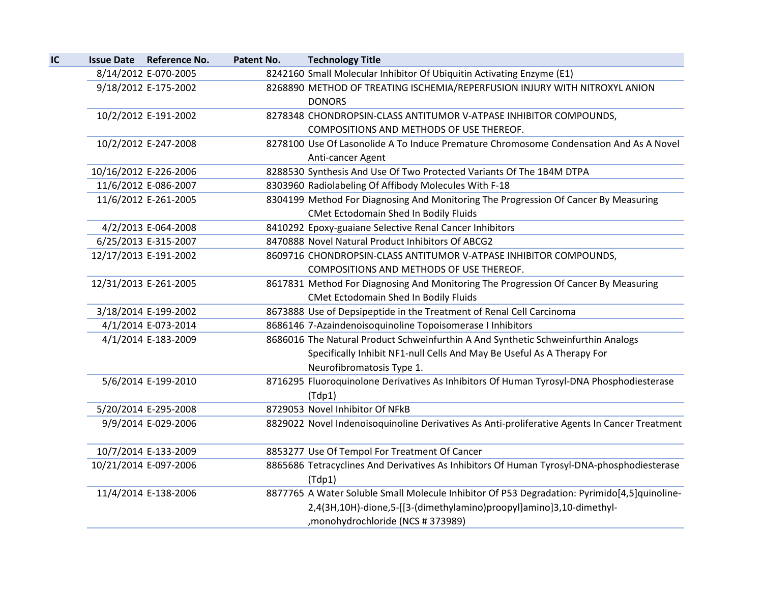| IC | Issue Date | Reference No. | Patent No. | Technology Title |
|---|---|---|---|---|
| | 8/14/2012 | E-070-2005 | 8242160 | Small Molecular Inhibitor Of Ubiquitin Activating Enzyme (E1) |
| | 9/18/2012 | E-175-2002 | 8268890 | METHOD OF TREATING ISCHEMIA/REPERFUSION INJURY WITH NITROXYL ANION DONORS |
| | 10/2/2012 | E-191-2002 | 8278348 | CHONDROPSIN-CLASS ANTITUMOR V-ATPASE INHIBITOR COMPOUNDS, COMPOSITIONS AND METHODS OF USE THEREOF. |
| | 10/2/2012 | E-247-2008 | 8278100 | Use Of Lasonolide A To Induce Premature Chromosome Condensation And As A Novel Anti-cancer Agent |
| | 10/16/2012 | E-226-2006 | 8288530 | Synthesis And Use Of Two Protected Variants Of The 1B4M DTPA |
| | 11/6/2012 | E-086-2007 | 8303960 | Radiolabeling Of Affibody Molecules With F-18 |
| | 11/6/2012 | E-261-2005 | 8304199 | Method For Diagnosing And Monitoring The Progression Of Cancer By Measuring CMet Ectodomain Shed In Bodily Fluids |
| | 4/2/2013 | E-064-2008 | 8410292 | Epoxy-guaiane Selective Renal Cancer Inhibitors |
| | 6/25/2013 | E-315-2007 | 8470888 | Novel Natural Product Inhibitors Of ABCG2 |
| | 12/17/2013 | E-191-2002 | 8609716 | CHONDROPSIN-CLASS ANTITUMOR V-ATPASE INHIBITOR COMPOUNDS, COMPOSITIONS AND METHODS OF USE THEREOF. |
| | 12/31/2013 | E-261-2005 | 8617831 | Method For Diagnosing And Monitoring The Progression Of Cancer By Measuring CMet Ectodomain Shed In Bodily Fluids |
| | 3/18/2014 | E-199-2002 | 8673888 | Use of Depsipeptide in the Treatment of Renal Cell Carcinoma |
| | 4/1/2014 | E-073-2014 | 8686146 | 7-Azaindenoisoquinoline Topoisomerase I Inhibitors |
| | 4/1/2014 | E-183-2009 | 8686016 | The Natural Product Schweinfurthin A And Synthetic Schweinfurthin Analogs Specifically Inhibit NF1-null Cells And May Be Useful As A Therapy For Neurofibromatosis Type 1. |
| | 5/6/2014 | E-199-2010 | 8716295 | Fluoroquinolone Derivatives As Inhibitors Of Human Tyrosyl-DNA Phosphodiesterase (Tdp1) |
| | 5/20/2014 | E-295-2008 | 8729053 | Novel Inhibitor Of NFkB |
| | 9/9/2014 | E-029-2006 | 8829022 | Novel Indenoisoquinoline Derivatives As Anti-proliferative Agents In Cancer Treatment |
| | 10/7/2014 | E-133-2009 | 8853277 | Use Of Tempol For Treatment Of Cancer |
| | 10/21/2014 | E-097-2006 | 8865686 | Tetracyclines And Derivatives As Inhibitors Of Human Tyrosyl-DNA-phosphodiesterase (Tdp1) |
| | 11/4/2014 | E-138-2006 | 8877765 | A Water Soluble Small Molecule Inhibitor Of P53 Degradation: Pyrimido[4,5]quinoline-2,4(3H,10H)-dione,5-[[3-(dimethylamino)proopyl]amino]3,10-dimethyl-,monohydrochloride (NCS # 373989) |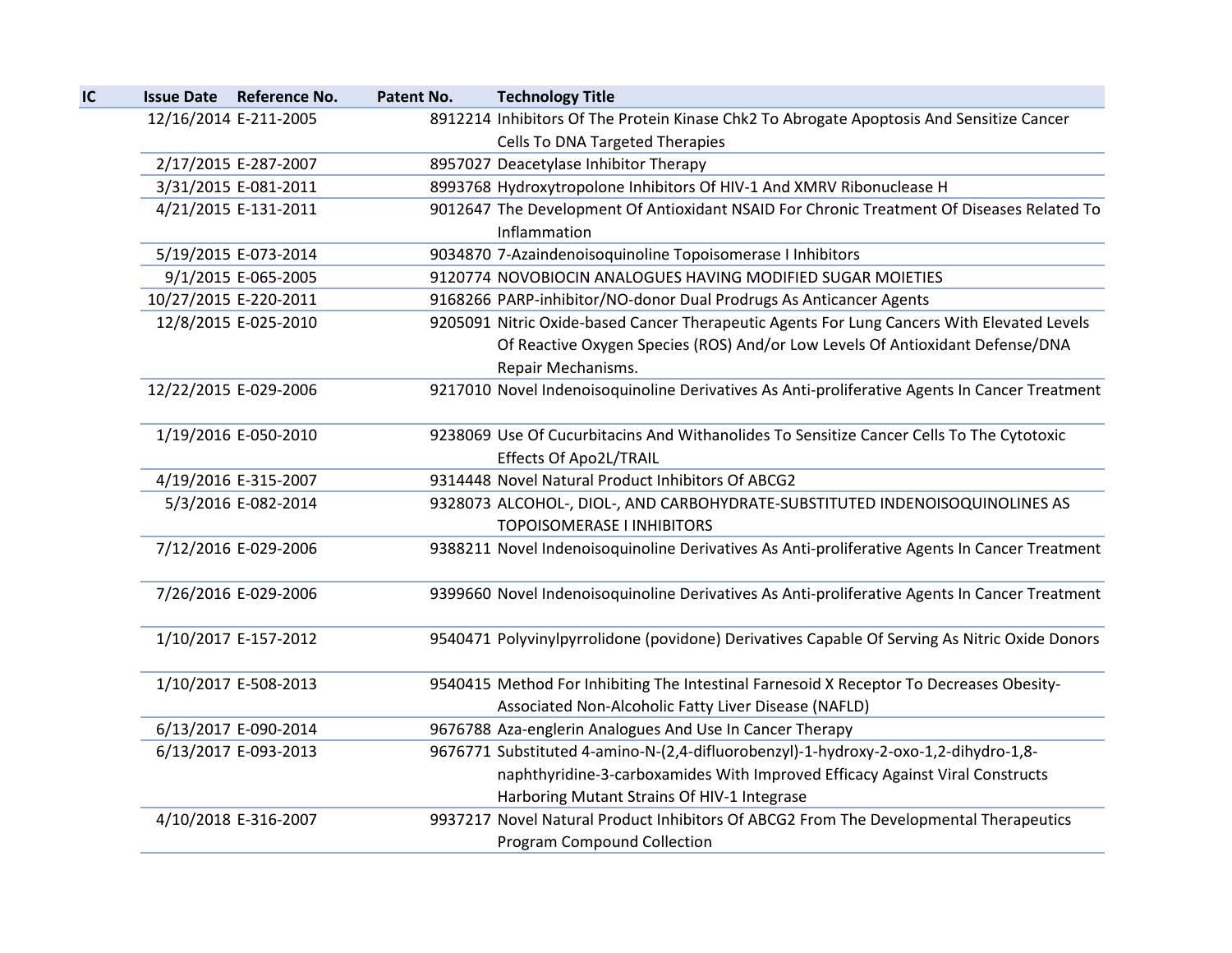| IC | Issue Date | Reference No. | Patent No. | Technology Title |
|---|---|---|---|---|
| | 12/16/2014 | E-211-2005 | 8912214 | Inhibitors Of The Protein Kinase Chk2 To Abrogate Apoptosis And Sensitize Cancer Cells To DNA Targeted Therapies |
| | 2/17/2015 | E-287-2007 | 8957027 | Deacetylase Inhibitor Therapy |
| | 3/31/2015 | E-081-2011 | 8993768 | Hydroxytropolone Inhibitors Of HIV-1 And XMRV Ribonuclease H |
| | 4/21/2015 | E-131-2011 | 9012647 | The Development Of Antioxidant NSAID For Chronic Treatment Of Diseases Related To Inflammation |
| | 5/19/2015 | E-073-2014 | 9034870 | 7-Azaindenoisoquinoline Topoisomerase I Inhibitors |
| | 9/1/2015 | E-065-2005 | 9120774 | NOVOBIOCIN ANALOGUES HAVING MODIFIED SUGAR MOIETIES |
| | 10/27/2015 | E-220-2011 | 9168266 | PARP-inhibitor/NO-donor Dual Prodrugs As Anticancer Agents |
| | 12/8/2015 | E-025-2010 | 9205091 | Nitric Oxide-based Cancer Therapeutic Agents For Lung Cancers With Elevated Levels Of Reactive Oxygen Species (ROS) And/or Low Levels Of Antioxidant Defense/DNA Repair Mechanisms. |
| | 12/22/2015 | E-029-2006 | 9217010 | Novel Indenoisoquinoline Derivatives As Anti-proliferative Agents In Cancer Treatment |
| | 1/19/2016 | E-050-2010 | 9238069 | Use Of Cucurbitacins And Withanolides To Sensitize Cancer Cells To The Cytotoxic Effects Of Apo2L/TRAIL |
| | 4/19/2016 | E-315-2007 | 9314448 | Novel Natural Product Inhibitors Of ABCG2 |
| | 5/3/2016 | E-082-2014 | 9328073 | ALCOHOL-, DIOL-, AND CARBOHYDRATE-SUBSTITUTED INDENOISOQUINOLINES AS TOPOISOMERASE I INHIBITORS |
| | 7/12/2016 | E-029-2006 | 9388211 | Novel Indenoisoquinoline Derivatives As Anti-proliferative Agents In Cancer Treatment |
| | 7/26/2016 | E-029-2006 | 9399660 | Novel Indenoisoquinoline Derivatives As Anti-proliferative Agents In Cancer Treatment |
| | 1/10/2017 | E-157-2012 | 9540471 | Polyvinylpyrrolidone (povidone) Derivatives Capable Of Serving As Nitric Oxide Donors |
| | 1/10/2017 | E-508-2013 | 9540415 | Method For Inhibiting The Intestinal Farnesoid X Receptor To Decreases Obesity-Associated Non-Alcoholic Fatty Liver Disease (NAFLD) |
| | 6/13/2017 | E-090-2014 | 9676788 | Aza-englerin Analogues And Use In Cancer Therapy |
| | 6/13/2017 | E-093-2013 | 9676771 | Substituted 4-amino-N-(2,4-difluorobenzyl)-1-hydroxy-2-oxo-1,2-dihydro-1,8-naphthyridine-3-carboxamides With Improved Efficacy Against Viral Constructs Harboring Mutant Strains Of HIV-1 Integrase |
| | 4/10/2018 | E-316-2007 | 9937217 | Novel Natural Product Inhibitors Of ABCG2 From The Developmental Therapeutics Program Compound Collection |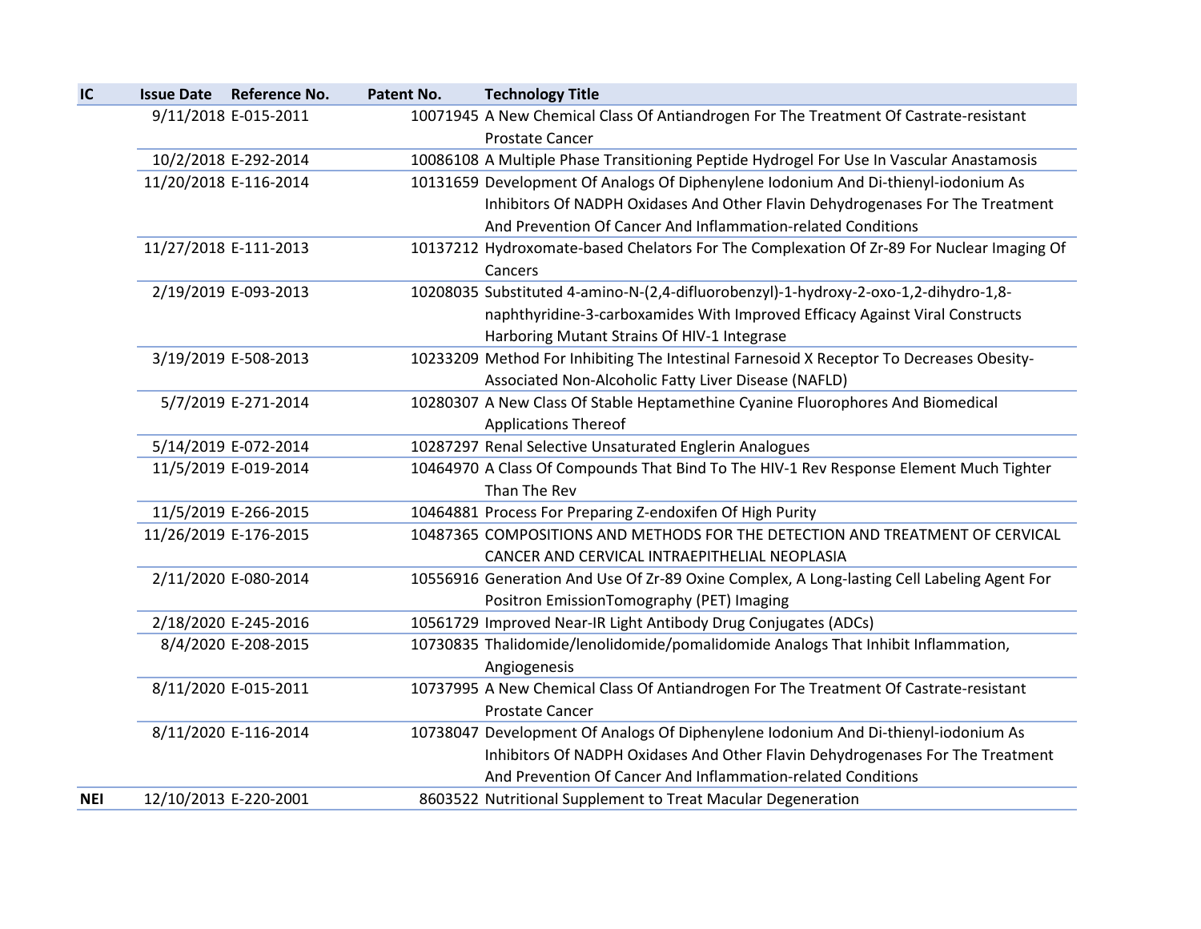| IC | Issue Date | Reference No. | Patent No. | Technology Title |
|---|---|---|---|---|
| | 9/11/2018 | E-015-2011 | 10071945 | A New Chemical Class Of Antiandrogen For The Treatment Of Castrate-resistant Prostate Cancer |
| | 10/2/2018 | E-292-2014 | 10086108 | A Multiple Phase Transitioning Peptide Hydrogel For Use In Vascular Anastamosis |
| | 11/20/2018 | E-116-2014 | 10131659 | Development Of Analogs Of Diphenylene Iodonium And Di-thienyl-iodonium As Inhibitors Of NADPH Oxidases And Other Flavin Dehydrogenases For The Treatment And Prevention Of Cancer And Inflammation-related Conditions |
| | 11/27/2018 | E-111-2013 | 10137212 | Hydroxomate-based Chelators For The Complexation Of Zr-89 For Nuclear Imaging Of Cancers |
| | 2/19/2019 | E-093-2013 | 10208035 | Substituted 4-amino-N-(2,4-difluorobenzyl)-1-hydroxy-2-oxo-1,2-dihydro-1,8-naphthyridine-3-carboxamides With Improved Efficacy Against Viral Constructs Harboring Mutant Strains Of HIV-1 Integrase |
| | 3/19/2019 | E-508-2013 | 10233209 | Method For Inhibiting The Intestinal Farnesoid X Receptor To Decreases Obesity-Associated Non-Alcoholic Fatty Liver Disease (NAFLD) |
| | 5/7/2019 | E-271-2014 | 10280307 | A New Class Of Stable Heptamethine Cyanine Fluorophores And Biomedical Applications Thereof |
| | 5/14/2019 | E-072-2014 | 10287297 | Renal Selective Unsaturated Englerin Analogues |
| | 11/5/2019 | E-019-2014 | 10464970 | A Class Of Compounds That Bind To The HIV-1 Rev Response Element Much Tighter Than The Rev |
| | 11/5/2019 | E-266-2015 | 10464881 | Process For Preparing Z-endoxifen Of High Purity |
| | 11/26/2019 | E-176-2015 | 10487365 | COMPOSITIONS AND METHODS FOR THE DETECTION AND TREATMENT OF CERVICAL CANCER AND CERVICAL INTRAEPITHELIAL NEOPLASIA |
| | 2/11/2020 | E-080-2014 | 10556916 | Generation And Use Of Zr-89 Oxine Complex, A Long-lasting Cell Labeling Agent For Positron EmissionTomography (PET) Imaging |
| | 2/18/2020 | E-245-2016 | 10561729 | Improved Near-IR Light Antibody Drug Conjugates (ADCs) |
| | 8/4/2020 | E-208-2015 | 10730835 | Thalidomide/lenolidomide/pomalidomide Analogs That Inhibit Inflammation, Angiogenesis |
| | 8/11/2020 | E-015-2011 | 10737995 | A New Chemical Class Of Antiandrogen For The Treatment Of Castrate-resistant Prostate Cancer |
| | 8/11/2020 | E-116-2014 | 10738047 | Development Of Analogs Of Diphenylene Iodonium And Di-thienyl-iodonium As Inhibitors Of NADPH Oxidases And Other Flavin Dehydrogenases For The Treatment And Prevention Of Cancer And Inflammation-related Conditions |
| **NEI** | 12/10/2013 | E-220-2001 | 8603522 | Nutritional Supplement to Treat Macular Degeneration |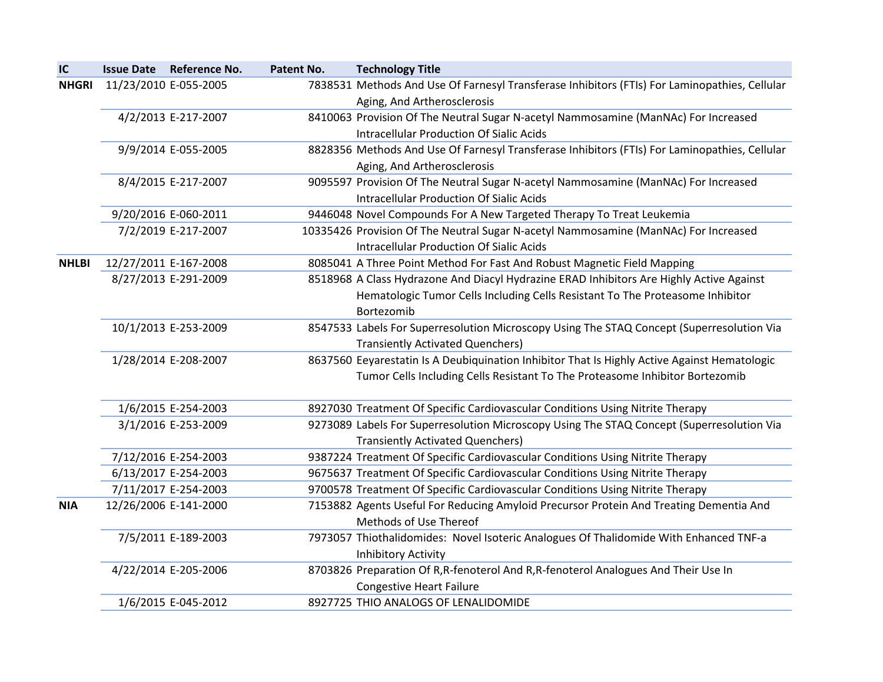| IC | Issue Date | Reference No. | Patent No. | Technology Title |
|---|---|---|---|---|
| NHGRI | 11/23/2010 | E-055-2005 | 7838531 | Methods And Use Of Farnesyl Transferase Inhibitors (FTIs) For Laminopathies, Cellular Aging, And Artherosclerosis |
| | 4/2/2013 | E-217-2007 | 8410063 | Provision Of The Neutral Sugar N-acetyl Nammosamine (ManNAc) For Increased Intracellular Production Of Sialic Acids |
| | 9/9/2014 | E-055-2005 | 8828356 | Methods And Use Of Farnesyl Transferase Inhibitors (FTIs) For Laminopathies, Cellular Aging, And Artherosclerosis |
| | 8/4/2015 | E-217-2007 | 9095597 | Provision Of The Neutral Sugar N-acetyl Nammosamine (ManNAc) For Increased Intracellular Production Of Sialic Acids |
| | 9/20/2016 | E-060-2011 | 9446048 | Novel Compounds For A New Targeted Therapy To Treat Leukemia |
| | 7/2/2019 | E-217-2007 | 10335426 | Provision Of The Neutral Sugar N-acetyl Nammosamine (ManNAc) For Increased Intracellular Production Of Sialic Acids |
| NHLBI | 12/27/2011 | E-167-2008 | 8085041 | A Three Point Method For Fast And Robust Magnetic Field Mapping |
| | 8/27/2013 | E-291-2009 | 8518968 | A Class Hydrazone And Diacyl Hydrazine ERAD Inhibitors Are Highly Active Against Hematologic Tumor Cells Including Cells Resistant To The Proteasome Inhibitor Bortezomib |
| | 10/1/2013 | E-253-2009 | 8547533 | Labels For Superresolution Microscopy Using The STAQ Concept (Superresolution Via Transiently Activated Quenchers) |
| | 1/28/2014 | E-208-2007 | 8637560 | Eeyarestatin Is A Deubiquination Inhibitor That Is Highly Active Against Hematologic Tumor Cells Including Cells Resistant To The Proteasome Inhibitor Bortezomib |
| | 1/6/2015 | E-254-2003 | 8927030 | Treatment Of Specific Cardiovascular Conditions Using Nitrite Therapy |
| | 3/1/2016 | E-253-2009 | 9273089 | Labels For Superresolution Microscopy Using The STAQ Concept (Superresolution Via Transiently Activated Quenchers) |
| | 7/12/2016 | E-254-2003 | 9387224 | Treatment Of Specific Cardiovascular Conditions Using Nitrite Therapy |
| | 6/13/2017 | E-254-2003 | 9675637 | Treatment Of Specific Cardiovascular Conditions Using Nitrite Therapy |
| | 7/11/2017 | E-254-2003 | 9700578 | Treatment Of Specific Cardiovascular Conditions Using Nitrite Therapy |
| NIA | 12/26/2006 | E-141-2000 | 7153882 | Agents Useful For Reducing Amyloid Precursor Protein And Treating Dementia And Methods of Use Thereof |
| | 7/5/2011 | E-189-2003 | 7973057 | Thiothalidomides:  Novel Isoteric Analogues Of Thalidomide With Enhanced TNF-a Inhibitory Activity |
| | 4/22/2014 | E-205-2006 | 8703826 | Preparation Of R,R-fenoterol And R,R-fenoterol Analogues And Their Use In Congestive Heart Failure |
| | 1/6/2015 | E-045-2012 | 8927725 | THIO ANALOGS OF LENALIDOMIDE |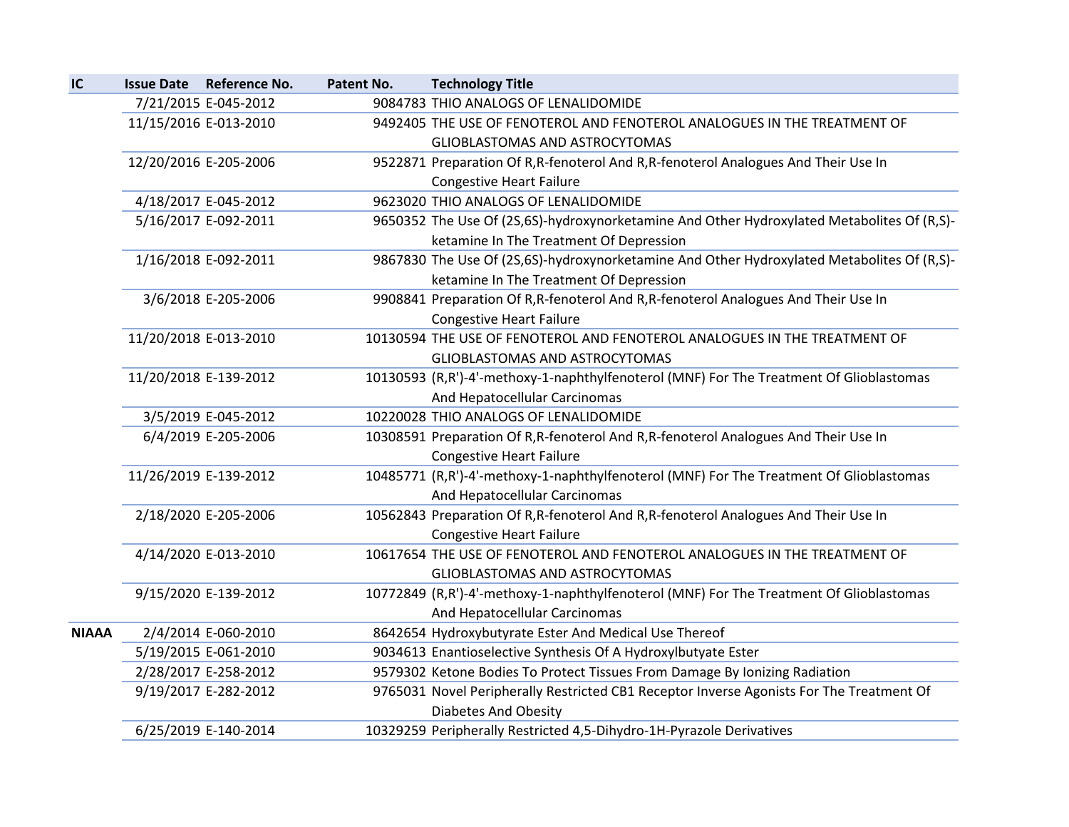| IC | Issue Date | Reference No. | Patent No. | Technology Title |
|---|---|---|---|---|
| | 7/21/2015 | E-045-2012 | 9084783 | THIO ANALOGS OF LENALIDOMIDE |
| | 11/15/2016 | E-013-2010 | 9492405 | THE USE OF FENOTEROL AND FENOTEROL ANALOGUES IN THE TREATMENT OF GLIOBLASTOMAS AND ASTROCYTOMAS |
| | 12/20/2016 | E-205-2006 | 9522871 | Preparation Of R,R-fenoterol And R,R-fenoterol Analogues And Their Use In Congestive Heart Failure |
| | 4/18/2017 | E-045-2012 | 9623020 | THIO ANALOGS OF LENALIDOMIDE |
| | 5/16/2017 | E-092-2011 | 9650352 | The Use Of (2S,6S)-hydroxynorketamine And Other Hydroxylated Metabolites Of (R,S)-ketamine In The Treatment Of Depression |
| | 1/16/2018 | E-092-2011 | 9867830 | The Use Of (2S,6S)-hydroxynorketamine And Other Hydroxylated Metabolites Of (R,S)-ketamine In The Treatment Of Depression |
| | 3/6/2018 | E-205-2006 | 9908841 | Preparation Of R,R-fenoterol And R,R-fenoterol Analogues And Their Use In Congestive Heart Failure |
| | 11/20/2018 | E-013-2010 | 10130594 | THE USE OF FENOTEROL AND FENOTEROL ANALOGUES IN THE TREATMENT OF GLIOBLASTOMAS AND ASTROCYTOMAS |
| | 11/20/2018 | E-139-2012 | 10130593 | (R,R')-4'-methoxy-1-naphthylfenoterol (MNF) For The Treatment Of Glioblastomas And Hepatocellular Carcinomas |
| | 3/5/2019 | E-045-2012 | 10220028 | THIO ANALOGS OF LENALIDOMIDE |
| | 6/4/2019 | E-205-2006 | 10308591 | Preparation Of R,R-fenoterol And R,R-fenoterol Analogues And Their Use In Congestive Heart Failure |
| | 11/26/2019 | E-139-2012 | 10485771 | (R,R')-4'-methoxy-1-naphthylfenoterol (MNF) For The Treatment Of Glioblastomas And Hepatocellular Carcinomas |
| | 2/18/2020 | E-205-2006 | 10562843 | Preparation Of R,R-fenoterol And R,R-fenoterol Analogues And Their Use In Congestive Heart Failure |
| | 4/14/2020 | E-013-2010 | 10617654 | THE USE OF FENOTEROL AND FENOTEROL ANALOGUES IN THE TREATMENT OF GLIOBLASTOMAS AND ASTROCYTOMAS |
| | 9/15/2020 | E-139-2012 | 10772849 | (R,R')-4'-methoxy-1-naphthylfenoterol (MNF) For The Treatment Of Glioblastomas And Hepatocellular Carcinomas |
| **NIAAA** | 2/4/2014 | E-060-2010 | 8642654 | Hydroxybutyrate Ester And Medical Use Thereof |
| | 5/19/2015 | E-061-2010 | 9034613 | Enantioselective Synthesis Of A Hydroxylbutyate Ester |
| | 2/28/2017 | E-258-2012 | 9579302 | Ketone Bodies To Protect Tissues From Damage By Ionizing Radiation |
| | 9/19/2017 | E-282-2012 | 9765031 | Novel Peripherally Restricted CB1 Receptor Inverse Agonists For The Treatment Of Diabetes And Obesity |
| | 6/25/2019 | E-140-2014 | 10329259 | Peripherally Restricted 4,5-Dihydro-1H-Pyrazole Derivatives |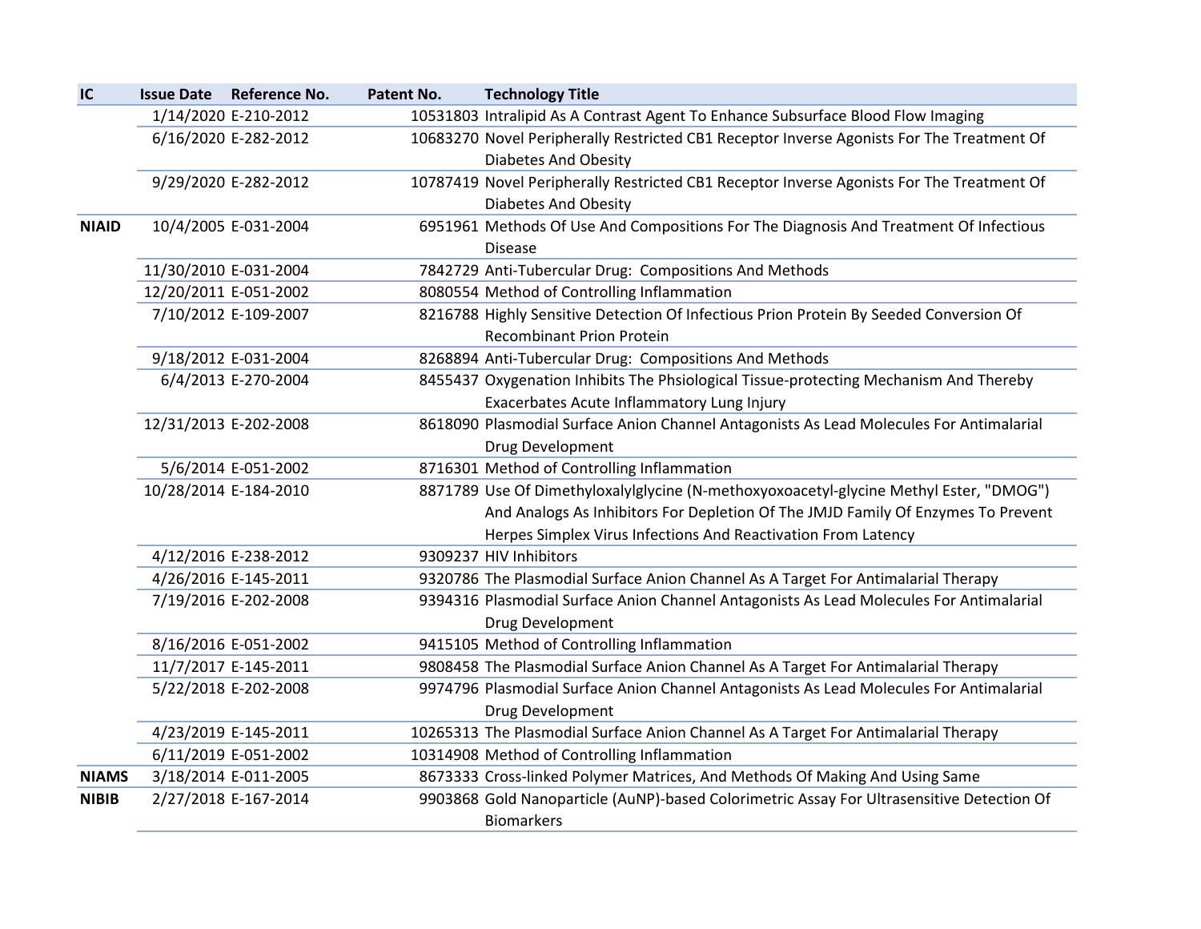| IC | Issue Date | Reference No. | Patent No. | Technology Title |
|---|---|---|---|---|
| | 1/14/2020 | E-210-2012 | 10531803 | Intralipid As A Contrast Agent To Enhance Subsurface Blood Flow Imaging |
| | 6/16/2020 | E-282-2012 | 10683270 | Novel Peripherally Restricted CB1 Receptor Inverse Agonists For The Treatment Of Diabetes And Obesity |
| | 9/29/2020 | E-282-2012 | 10787419 | Novel Peripherally Restricted CB1 Receptor Inverse Agonists For The Treatment Of Diabetes And Obesity |
| **NIAID** | 10/4/2005 | E-031-2004 | 6951961 | Methods Of Use And Compositions For The Diagnosis And Treatment Of Infectious Disease |
| | 11/30/2010 | E-031-2004 | 7842729 | Anti-Tubercular Drug:  Compositions And Methods |
| | 12/20/2011 | E-051-2002 | 8080554 | Method of Controlling Inflammation |
| | 7/10/2012 | E-109-2007 | 8216788 | Highly Sensitive Detection Of Infectious Prion Protein By Seeded Conversion Of Recombinant Prion Protein |
| | 9/18/2012 | E-031-2004 | 8268894 | Anti-Tubercular Drug:  Compositions And Methods |
| | 6/4/2013 | E-270-2004 | 8455437 | Oxygenation Inhibits The Phsiological Tissue-protecting Mechanism And Thereby Exacerbates Acute Inflammatory Lung Injury |
| | 12/31/2013 | E-202-2008 | 8618090 | Plasmodial Surface Anion Channel Antagonists As Lead Molecules For Antimalarial Drug Development |
| | 5/6/2014 | E-051-2002 | 8716301 | Method of Controlling Inflammation |
| | 10/28/2014 | E-184-2010 | 8871789 | Use Of Dimethyloxalylglycine (N-methoxyoxoacetyl-glycine Methyl Ester, "DMOG") And Analogs As Inhibitors For Depletion Of The JMJD Family Of Enzymes To Prevent Herpes Simplex Virus Infections And Reactivation From Latency |
| | 4/12/2016 | E-238-2012 | 9309237 | HIV Inhibitors |
| | 4/26/2016 | E-145-2011 | 9320786 | The Plasmodial Surface Anion Channel As A Target For Antimalarial Therapy |
| | 7/19/2016 | E-202-2008 | 9394316 | Plasmodial Surface Anion Channel Antagonists As Lead Molecules For Antimalarial Drug Development |
| | 8/16/2016 | E-051-2002 | 9415105 | Method of Controlling Inflammation |
| | 11/7/2017 | E-145-2011 | 9808458 | The Plasmodial Surface Anion Channel As A Target For Antimalarial Therapy |
| | 5/22/2018 | E-202-2008 | 9974796 | Plasmodial Surface Anion Channel Antagonists As Lead Molecules For Antimalarial Drug Development |
| | 4/23/2019 | E-145-2011 | 10265313 | The Plasmodial Surface Anion Channel As A Target For Antimalarial Therapy |
| | 6/11/2019 | E-051-2002 | 10314908 | Method of Controlling Inflammation |
| **NIAMS** | 3/18/2014 | E-011-2005 | 8673333 | Cross-linked Polymer Matrices, And Methods Of Making And Using Same |
| **NIBIB** | 2/27/2018 | E-167-2014 | 9903868 | Gold Nanoparticle (AuNP)-based Colorimetric Assay For Ultrasensitive Detection Of Biomarkers |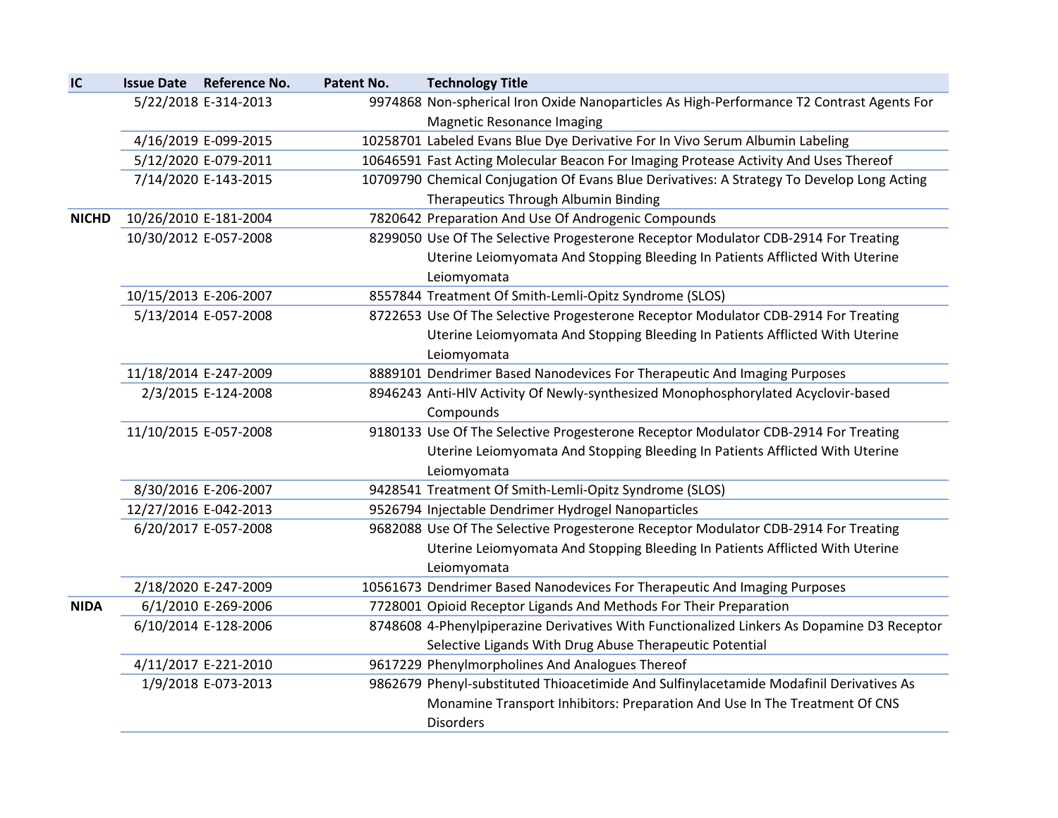| IC | Issue Date | Reference No. | Patent No. | Technology Title |
|---|---|---|---|---|
| | 5/22/2018 | E-314-2013 | 9974868 | Non-spherical Iron Oxide Nanoparticles As High-Performance T2 Contrast Agents For Magnetic Resonance Imaging |
| | 4/16/2019 | E-099-2015 | 10258701 | Labeled Evans Blue Dye Derivative For In Vivo Serum Albumin Labeling |
| | 5/12/2020 | E-079-2011 | 10646591 | Fast Acting Molecular Beacon For Imaging Protease Activity And Uses Thereof |
| | 7/14/2020 | E-143-2015 | 10709790 | Chemical Conjugation Of Evans Blue Derivatives: A Strategy To Develop Long Acting Therapeutics Through Albumin Binding |
| **NICHD** | 10/26/2010 | E-181-2004 | 7820642 | Preparation And Use Of Androgenic Compounds |
| | 10/30/2012 | E-057-2008 | 8299050 | Use Of The Selective Progesterone Receptor Modulator CDB-2914 For Treating Uterine Leiomyomata And Stopping Bleeding In Patients Afflicted With Uterine Leiomyomata |
| | 10/15/2013 | E-206-2007 | 8557844 | Treatment Of Smith-Lemli-Opitz Syndrome (SLOS) |
| | 5/13/2014 | E-057-2008 | 8722653 | Use Of The Selective Progesterone Receptor Modulator CDB-2914 For Treating Uterine Leiomyomata And Stopping Bleeding In Patients Afflicted With Uterine Leiomyomata |
| | 11/18/2014 | E-247-2009 | 8889101 | Dendrimer Based Nanodevices For Therapeutic And Imaging Purposes |
| | 2/3/2015 | E-124-2008 | 8946243 | Anti-HIV Activity Of Newly-synthesized Monophosphorylated Acyclovir-based Compounds |
| | 11/10/2015 | E-057-2008 | 9180133 | Use Of The Selective Progesterone Receptor Modulator CDB-2914 For Treating Uterine Leiomyomata And Stopping Bleeding In Patients Afflicted With Uterine Leiomyomata |
| | 8/30/2016 | E-206-2007 | 9428541 | Treatment Of Smith-Lemli-Opitz Syndrome (SLOS) |
| | 12/27/2016 | E-042-2013 | 9526794 | Injectable Dendrimer Hydrogel Nanoparticles |
| | 6/20/2017 | E-057-2008 | 9682088 | Use Of The Selective Progesterone Receptor Modulator CDB-2914 For Treating Uterine Leiomyomata And Stopping Bleeding In Patients Afflicted With Uterine Leiomyomata |
| | 2/18/2020 | E-247-2009 | 10561673 | Dendrimer Based Nanodevices For Therapeutic And Imaging Purposes |
| **NIDA** | 6/1/2010 | E-269-2006 | 7728001 | Opioid Receptor Ligands And Methods For Their Preparation |
| | 6/10/2014 | E-128-2006 | 8748608 | 4-Phenylpiperazine Derivatives With Functionalized Linkers As Dopamine D3 Receptor Selective Ligands With Drug Abuse Therapeutic Potential |
| | 4/11/2017 | E-221-2010 | 9617229 | Phenylmorpholines And Analogues Thereof |
| | 1/9/2018 | E-073-2013 | 9862679 | Phenyl-substituted Thioacetimide And Sulfinylacetamide Modafinil Derivatives As Monamine Transport Inhibitors: Preparation And Use In The Treatment Of CNS Disorders |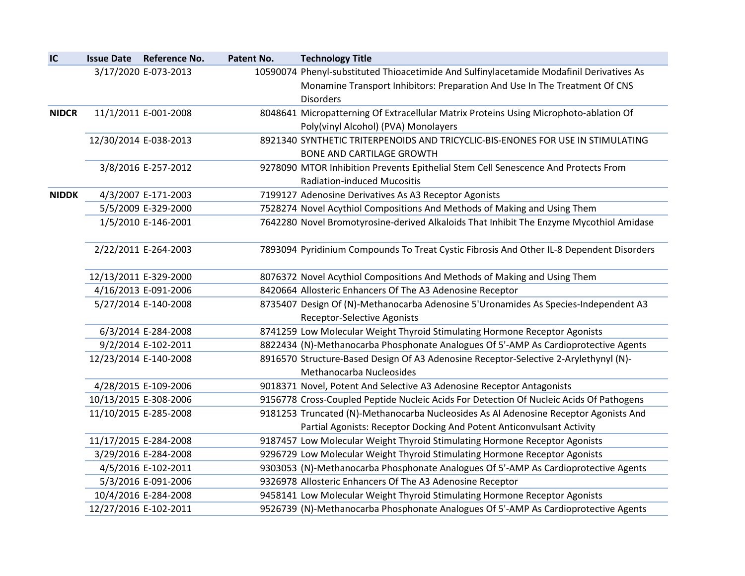| IC | Issue Date | Reference No. | Patent No. | Technology Title |
|---|---|---|---|---|
| | 3/17/2020 | E-073-2013 | 10590074 | Phenyl-substituted Thioacetimide And Sulfinylacetamide Modafinil Derivatives As Monamine Transport Inhibitors: Preparation And Use In The Treatment Of CNS Disorders |
| **NIDCR** | 11/1/2011 | E-001-2008 | 8048641 | Micropatterning Of Extracellular Matrix Proteins Using Microphoto-ablation Of Poly(vinyl Alcohol) (PVA) Monolayers |
| | 12/30/2014 | E-038-2013 | 8921340 | SYNTHETIC TRITERPENOIDS AND TRICYCLIC-BIS-ENONES FOR USE IN STIMULATING BONE AND CARTILAGE GROWTH |
| | 3/8/2016 | E-257-2012 | 9278090 | MTOR Inhibition Prevents Epithelial Stem Cell Senescence And Protects From Radiation-induced Mucositis |
| **NIDDK** | 4/3/2007 | E-171-2003 | 7199127 | Adenosine Derivatives As A3 Receptor Agonists |
| | 5/5/2009 | E-329-2000 | 7528274 | Novel Acythiol Compositions And Methods of Making and Using Them |
| | 1/5/2010 | E-146-2001 | 7642280 | Novel Bromotyrosine-derived Alkaloids That Inhibit The Enzyme Mycothiol Amidase |
| | 2/22/2011 | E-264-2003 | 7893094 | Pyridinium Compounds To Treat Cystic Fibrosis And Other IL-8 Dependent Disorders |
| | 12/13/2011 | E-329-2000 | 8076372 | Novel Acythiol Compositions And Methods of Making and Using Them |
| | 4/16/2013 | E-091-2006 | 8420664 | Allosteric Enhancers Of The A3 Adenosine Receptor |
| | 5/27/2014 | E-140-2008 | 8735407 | Design Of (N)-Methanocarba Adenosine 5'Uronamides As Species-Independent A3 Receptor-Selective Agonists |
| | 6/3/2014 | E-284-2008 | 8741259 | Low Molecular Weight Thyroid Stimulating Hormone Receptor Agonists |
| | 9/2/2014 | E-102-2011 | 8822434 | (N)-Methanocarba Phosphonate Analogues Of 5'-AMP As Cardioprotective Agents |
| | 12/23/2014 | E-140-2008 | 8916570 | Structure-Based Design Of A3 Adenosine Receptor-Selective 2-Arylethynyl (N)-Methanocarba Nucleosides |
| | 4/28/2015 | E-109-2006 | 9018371 | Novel, Potent And Selective A3 Adenosine Receptor Antagonists |
| | 10/13/2015 | E-308-2006 | 9156778 | Cross-Coupled Peptide Nucleic Acids For Detection Of Nucleic Acids Of Pathogens |
| | 11/10/2015 | E-285-2008 | 9181253 | Truncated (N)-Methanocarba Nucleosides As Al Adenosine Receptor Agonists And Partial Agonists: Receptor Docking And Potent Anticonvulsant Activity |
| | 11/17/2015 | E-284-2008 | 9187457 | Low Molecular Weight Thyroid Stimulating Hormone Receptor Agonists |
| | 3/29/2016 | E-284-2008 | 9296729 | Low Molecular Weight Thyroid Stimulating Hormone Receptor Agonists |
| | 4/5/2016 | E-102-2011 | 9303053 | (N)-Methanocarba Phosphonate Analogues Of 5'-AMP As Cardioprotective Agents |
| | 5/3/2016 | E-091-2006 | 9326978 | Allosteric Enhancers Of The A3 Adenosine Receptor |
| | 10/4/2016 | E-284-2008 | 9458141 | Low Molecular Weight Thyroid Stimulating Hormone Receptor Agonists |
| | 12/27/2016 | E-102-2011 | 9526739 | (N)-Methanocarba Phosphonate Analogues Of 5'-AMP As Cardioprotective Agents |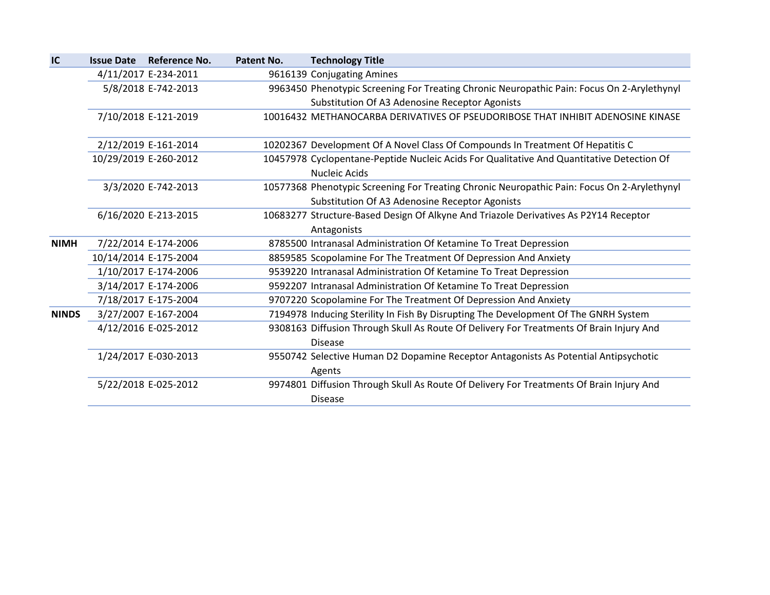| IC | Issue Date | Reference No. | Patent No. | Technology Title |
|---|---|---|---|---|
| | 4/11/2017 | E-234-2011 | 9616139 | Conjugating Amines |
| | 5/8/2018 | E-742-2013 | 9963450 | Phenotypic Screening For Treating Chronic Neuropathic Pain: Focus On 2-Arylethynyl Substitution Of A3 Adenosine Receptor Agonists |
| | 7/10/2018 | E-121-2019 | 10016432 | METHANOCARBA DERIVATIVES OF PSEUDORIBOSE THAT INHIBIT ADENOSINE KINASE |
| | 2/12/2019 | E-161-2014 | 10202367 | Development Of A Novel Class Of Compounds In Treatment Of Hepatitis C |
| | 10/29/2019 | E-260-2012 | 10457978 | Cyclopentane-Peptide Nucleic Acids For Qualitative And Quantitative Detection Of Nucleic Acids |
| | 3/3/2020 | E-742-2013 | 10577368 | Phenotypic Screening For Treating Chronic Neuropathic Pain: Focus On 2-Arylethynyl Substitution Of A3 Adenosine Receptor Agonists |
| | 6/16/2020 | E-213-2015 | 10683277 | Structure-Based Design Of Alkyne And Triazole Derivatives As P2Y14 Receptor Antagonists |
| **NIMH** | 7/22/2014 | E-174-2006 | 8785500 | Intranasal Administration Of Ketamine To Treat Depression |
| | 10/14/2014 | E-175-2004 | 8859585 | Scopolamine For The Treatment Of Depression And Anxiety |
| | 1/10/2017 | E-174-2006 | 9539220 | Intranasal Administration Of Ketamine To Treat Depression |
| | 3/14/2017 | E-174-2006 | 9592207 | Intranasal Administration Of Ketamine To Treat Depression |
| | 7/18/2017 | E-175-2004 | 9707220 | Scopolamine For The Treatment Of Depression And Anxiety |
| **NINDS** | 3/27/2007 | E-167-2004 | 7194978 | Inducing Sterility In Fish By Disrupting The Development Of The GNRH System |
| | 4/12/2016 | E-025-2012 | 9308163 | Diffusion Through Skull As Route Of Delivery For Treatments Of Brain Injury And Disease |
| | 1/24/2017 | E-030-2013 | 9550742 | Selective Human D2 Dopamine Receptor Antagonists As Potential Antipsychotic Agents |
| | 5/22/2018 | E-025-2012 | 9974801 | Diffusion Through Skull As Route Of Delivery For Treatments Of Brain Injury And Disease |